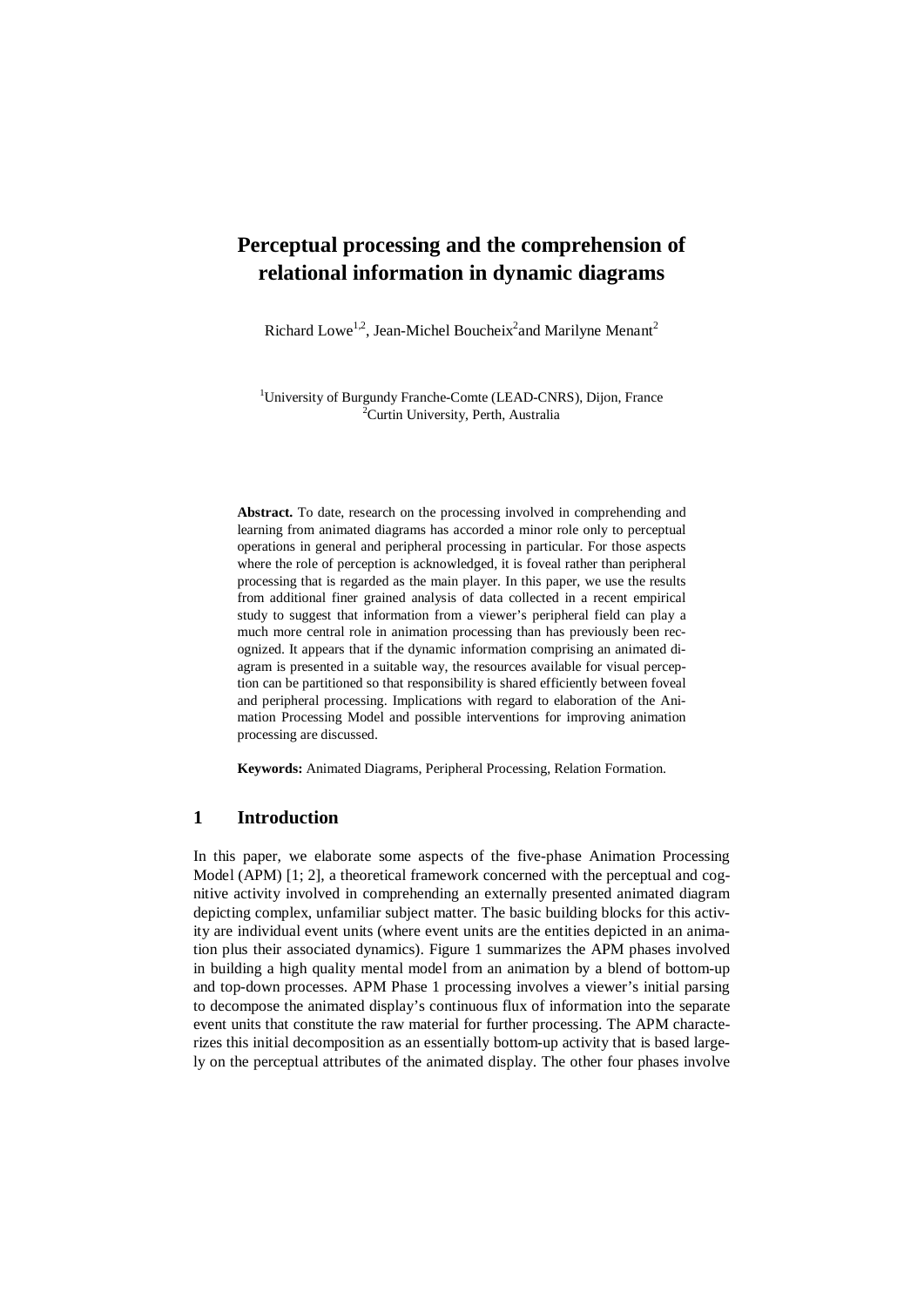# Perceptual processing and the comprehension of relational information in dynamic diagrams

Richard Lowe[1,2], Jean-Michel Boucheix[2]and Marilyne Menant[2]

[1]University of Burgundy Franche-Comte (LEAD-CNRS), Dijon, France
[2]Curtin University, Perth, Australia

**Abstract.** To date, research on the processing involved in comprehending and learning from animated diagrams has accorded a minor role only to perceptual operations in general and peripheral processing in particular. For those aspects where the role of perception is acknowledged, it is foveal rather than peripheral processing that is regarded as the main player. In this paper, we use the results from additional finer grained analysis of data collected in a recent empirical study to suggest that information from a viewer's peripheral field can play a much more central role in animation processing than has previously been recognized. It appears that if the dynamic information comprising an animated diagram is presented in a suitable way, the resources available for visual perception can be partitioned so that responsibility is shared efficiently between foveal and peripheral processing. Implications with regard to elaboration of the Animation Processing Model and possible interventions for improving animation processing are discussed.

**Keywords:** Animated Diagrams, Peripheral Processing, Relation Formation.

## 1 Introduction

In this paper, we elaborate some aspects of the five-phase Animation Processing Model (APM) [1; 2], a theoretical framework concerned with the perceptual and cognitive activity involved in comprehending an externally presented animated diagram depicting complex, unfamiliar subject matter. The basic building blocks for this activity are individual event units (where event units are the entities depicted in an animation plus their associated dynamics). Figure 1 summarizes the APM phases involved in building a high quality mental model from an animation by a blend of bottom-up and top-down processes. APM Phase 1 processing involves a viewer's initial parsing to decompose the animated display's continuous flux of information into the separate event units that constitute the raw material for further processing. The APM characterizes this initial decomposition as an essentially bottom-up activity that is based largely on the perceptual attributes of the animated display. The other four phases involve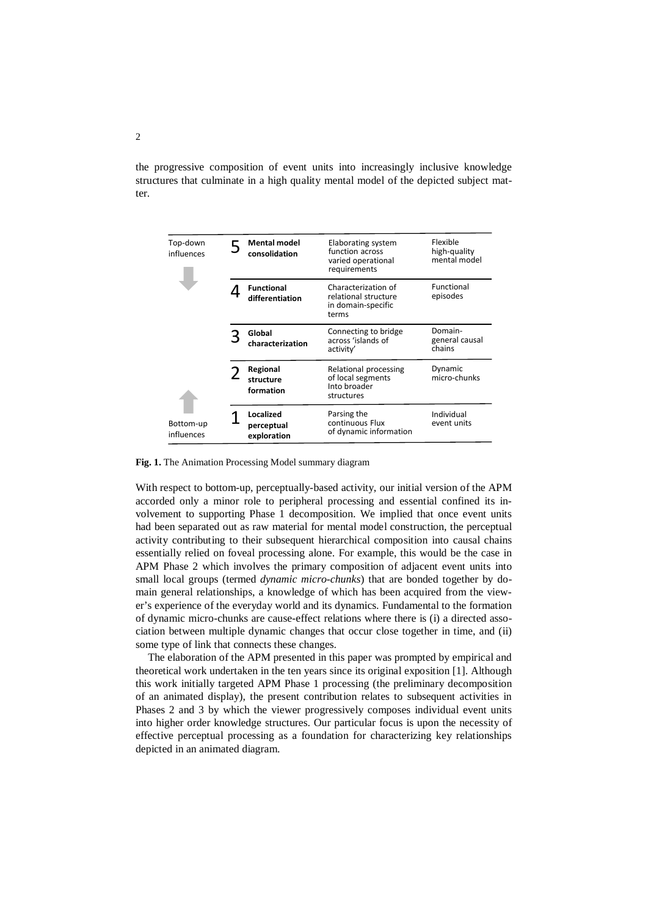the progressive composition of event units into increasingly inclusive knowledge structures that culminate in a high quality mental model of the depicted subject matter.

| | | | | |
|---|---|---|---|---|
| Top-down influences | 5 | **Mental model consolidation** | Elaborating system function across varied operational requirements | Flexible high-quality mental model |
| | 4 | **Functional differentiation** | Characterization of relational structure in domain-specific terms | Functional episodes |
| | 3 | **Global characterization** | Connecting to bridge across 'islands of activity' | Domain-general causal chains |
| | 2 | **Regional structure formation** | Relational processing of local segments Into broader structures | Dynamic micro-chunks |
| Bottom-up influences | 1 | **Localized perceptual exploration** | Parsing the continuous Flux of dynamic information | Individual event units |

**Fig. 1.** The Animation Processing Model summary diagram

With respect to bottom-up, perceptually-based activity, our initial version of the APM accorded only a minor role to peripheral processing and essential confined its involvement to supporting Phase 1 decomposition. We implied that once event units had been separated out as raw material for mental model construction, the perceptual activity contributing to their subsequent hierarchical composition into causal chains essentially relied on foveal processing alone. For example, this would be the case in APM Phase 2 which involves the primary composition of adjacent event units into small local groups (termed *dynamic micro-chunks*) that are bonded together by domain general relationships, a knowledge of which has been acquired from the viewer's experience of the everyday world and its dynamics. Fundamental to the formation of dynamic micro-chunks are cause-effect relations where there is (i) a directed association between multiple dynamic changes that occur close together in time, and (ii) some type of link that connects these changes.

The elaboration of the APM presented in this paper was prompted by empirical and theoretical work undertaken in the ten years since its original exposition [1]. Although this work initially targeted APM Phase 1 processing (the preliminary decomposition of an animated display), the present contribution relates to subsequent activities in Phases 2 and 3 by which the viewer progressively composes individual event units into higher order knowledge structures. Our particular focus is upon the necessity of effective perceptual processing as a foundation for characterizing key relationships depicted in an animated diagram.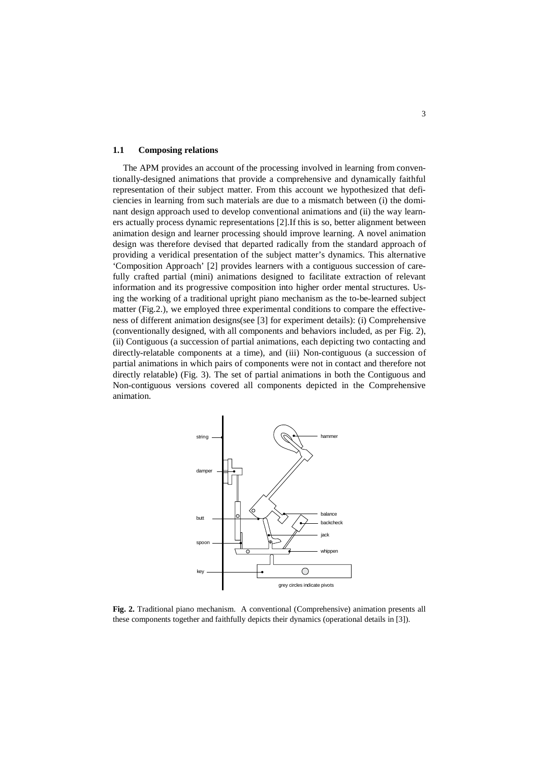### 1.1 Composing relations

The APM provides an account of the processing involved in learning from conventionally-designed animations that provide a comprehensive and dynamically faithful representation of their subject matter. From this account we hypothesized that deficiencies in learning from such materials are due to a mismatch between (i) the dominant design approach used to develop conventional animations and (ii) the way learners actually process dynamic representations [2].If this is so, better alignment between animation design and learner processing should improve learning. A novel animation design was therefore devised that departed radically from the standard approach of providing a veridical presentation of the subject matter's dynamics. This alternative 'Composition Approach' [2] provides learners with a contiguous succession of carefully crafted partial (mini) animations designed to facilitate extraction of relevant information and its progressive composition into higher order mental structures. Using the working of a traditional upright piano mechanism as the to-be-learned subject matter (Fig.2.), we employed three experimental conditions to compare the effectiveness of different animation designs(see [3] for experiment details): (i) Comprehensive (conventionally designed, with all components and behaviors included, as per Fig. 2), (ii) Contiguous (a succession of partial animations, each depicting two contacting and directly-relatable components at a time), and (iii) Non-contiguous (a succession of partial animations in which pairs of components were not in contact and therefore not directly relatable) (Fig. 3). The set of partial animations in both the Contiguous and Non-contiguous versions covered all components depicted in the Comprehensive animation.

string, hammer, damper, butt, balance, backcheck, jack, spoon, whippen, key

grey circles indicate pivots

**Fig. 2.** Traditional piano mechanism. A conventional (Comprehensive) animation presents all these components together and faithfully depicts their dynamics (operational details in [3]).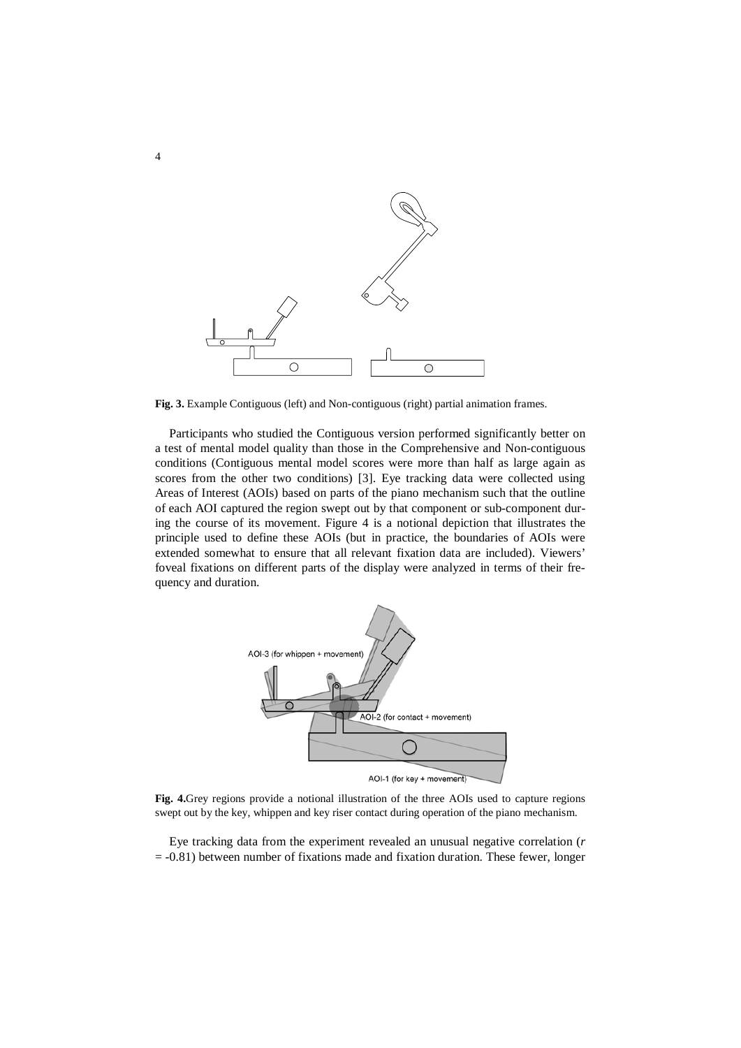**Fig. 3.** Example Contiguous (left) and Non-contiguous (right) partial animation frames.

Participants who studied the Contiguous version performed significantly better on a test of mental model quality than those in the Comprehensive and Non-contiguous conditions (Contiguous mental model scores were more than half as large again as scores from the other two conditions) [3]. Eye tracking data were collected using Areas of Interest (AOIs) based on parts of the piano mechanism such that the outline of each AOI captured the region swept out by that component or sub-component during the course of its movement. Figure 4 is a notional depiction that illustrates the principle used to define these AOIs (but in practice, the boundaries of AOIs were extended somewhat to ensure that all relevant fixation data are included). Viewers' foveal fixations on different parts of the display were analyzed in terms of their frequency and duration.

**Fig. 4.** Grey regions provide a notional illustration of the three AOIs used to capture regions swept out by the key, whippen and key riser contact during operation of the piano mechanism.

Eye tracking data from the experiment revealed an unusual negative correlation ($r = -0.81$) between number of fixations made and fixation duration. These fewer, longer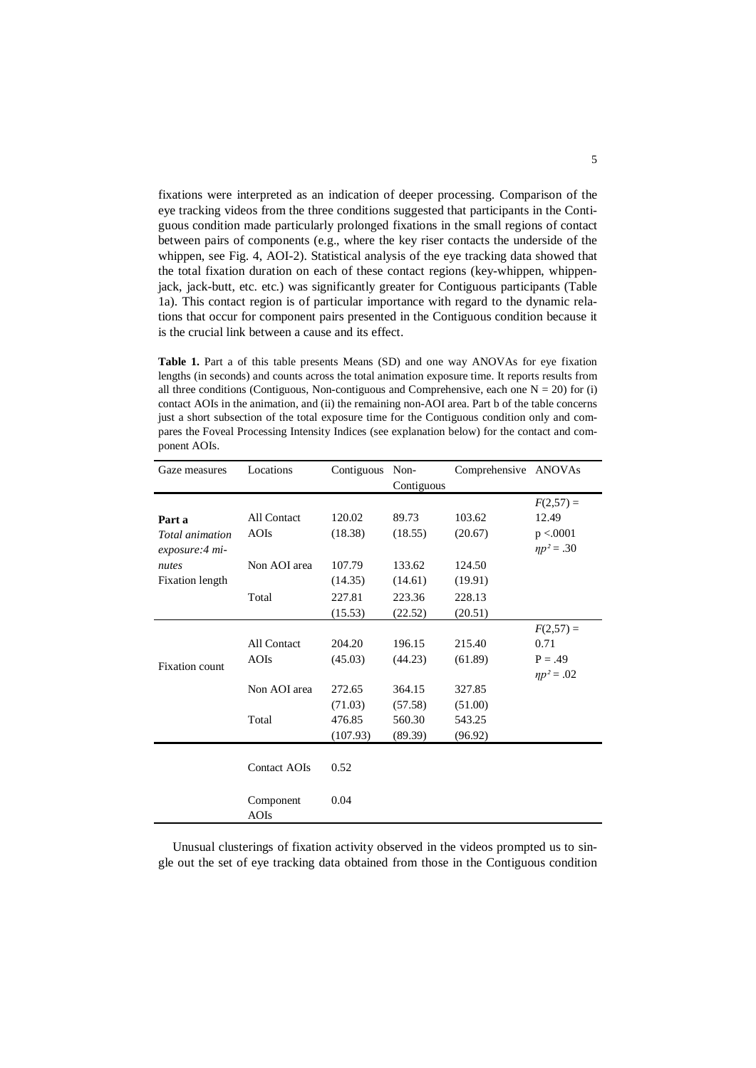fixations were interpreted as an indication of deeper processing. Comparison of the eye tracking videos from the three conditions suggested that participants in the Contiguous condition made particularly prolonged fixations in the small regions of contact between pairs of components (e.g., where the key riser contacts the underside of the whippen, see Fig. 4, AOI-2). Statistical analysis of the eye tracking data showed that the total fixation duration on each of these contact regions (key-whippen, whippen-jack, jack-butt, etc. etc.) was significantly greater for Contiguous participants (Table 1a). This contact region is of particular importance with regard to the dynamic relations that occur for component pairs presented in the Contiguous condition because it is the crucial link between a cause and its effect.

**Table 1.** Part a of this table presents Means (SD) and one way ANOVAs for eye fixation lengths (in seconds) and counts across the total animation exposure time. It reports results from all three conditions (Contiguous, Non-contiguous and Comprehensive, each one N = 20) for (i) contact AOIs in the animation, and (ii) the remaining non-AOI area. Part b of the table concerns just a short subsection of the total exposure time for the Contiguous condition only and compares the Foveal Processing Intensity Indices (see explanation below) for the contact and component AOIs.

| Gaze measures | Locations | Contiguous | Non-Contiguous | Comprehensive | ANOVAs |
|---|---|---|---|---|---|
| **Part a** *Total animation exposure:4 minutes* Fixation length | All Contact AOIs | 120.02 (18.38) | 89.73 (18.55) | 103.62 (20.67) | $F(2,57) = 12.49$, $p < .0001$, $\eta p^2 = .30$ |
| | Non AOI area | 107.79 (14.35) | 133.62 (14.61) | 124.50 (19.91) | |
| | Total | 227.81 (15.53) | 223.36 (22.52) | 228.13 (20.51) | |
| Fixation count | All Contact AOIs | 204.20 (45.03) | 196.15 (44.23) | 215.40 (61.89) | $F(2,57) = 0.71$, $P = .49$, $\eta p^2 = .02$ |
| | Non AOI area | 272.65 (71.03) | 364.15 (57.58) | 327.85 (51.00) | |
| | Total | 476.85 (107.93) | 560.30 (89.39) | 543.25 (96.92) | |
| | Contact AOIs | 0.52 | | | |
| | Component AOIs | 0.04 | | | |

Unusual clusterings of fixation activity observed in the videos prompted us to single out the set of eye tracking data obtained from those in the Contiguous condition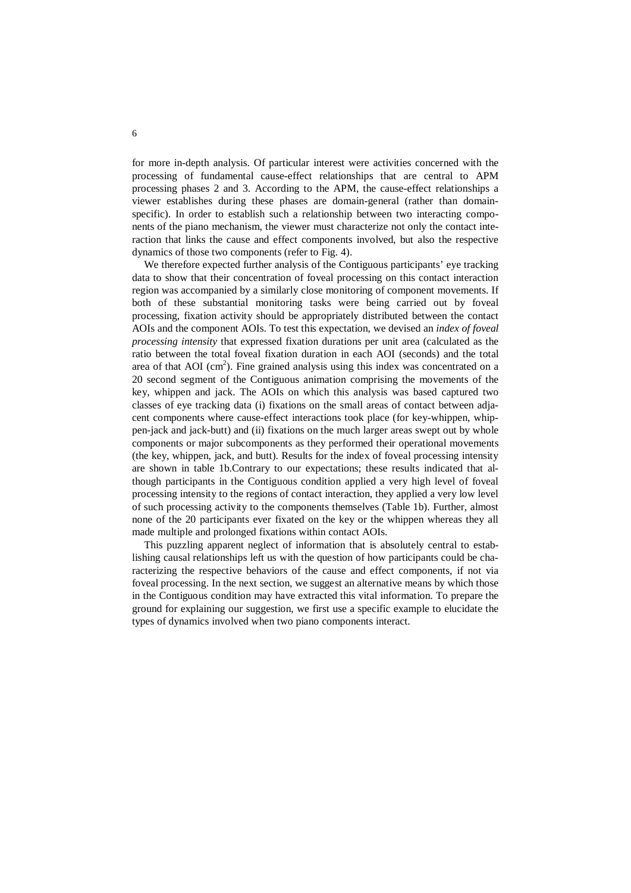for more in-depth analysis. Of particular interest were activities concerned with the processing of fundamental cause-effect relationships that are central to APM processing phases 2 and 3. According to the APM, the cause-effect relationships a viewer establishes during these phases are domain-general (rather than domain-specific). In order to establish such a relationship between two interacting components of the piano mechanism, the viewer must characterize not only the contact interaction that links the cause and effect components involved, but also the respective dynamics of those two components (refer to Fig. 4).

We therefore expected further analysis of the Contiguous participants' eye tracking data to show that their concentration of foveal processing on this contact interaction region was accompanied by a similarly close monitoring of component movements. If both of these substantial monitoring tasks were being carried out by foveal processing, fixation activity should be appropriately distributed between the contact AOIs and the component AOIs. To test this expectation, we devised an *index of foveal processing intensity* that expressed fixation durations per unit area (calculated as the ratio between the total foveal fixation duration in each AOI (seconds) and the total area of that AOI ($cm^2$). Fine grained analysis using this index was concentrated on a 20 second segment of the Contiguous animation comprising the movements of the key, whippen and jack. The AOIs on which this analysis was based captured two classes of eye tracking data (i) fixations on the small areas of contact between adjacent components where cause-effect interactions took place (for key-whippen, whippen-jack and jack-butt) and (ii) fixations on the much larger areas swept out by whole components or major subcomponents as they performed their operational movements (the key, whippen, jack, and butt). Results for the index of foveal processing intensity are shown in table 1b.Contrary to our expectations; these results indicated that although participants in the Contiguous condition applied a very high level of foveal processing intensity to the regions of contact interaction, they applied a very low level of such processing activity to the components themselves (Table 1b). Further, almost none of the 20 participants ever fixated on the key or the whippen whereas they all made multiple and prolonged fixations within contact AOIs.

This puzzling apparent neglect of information that is absolutely central to establishing causal relationships left us with the question of how participants could be characterizing the respective behaviors of the cause and effect components, if not via foveal processing. In the next section, we suggest an alternative means by which those in the Contiguous condition may have extracted this vital information. To prepare the ground for explaining our suggestion, we first use a specific example to elucidate the types of dynamics involved when two piano components interact.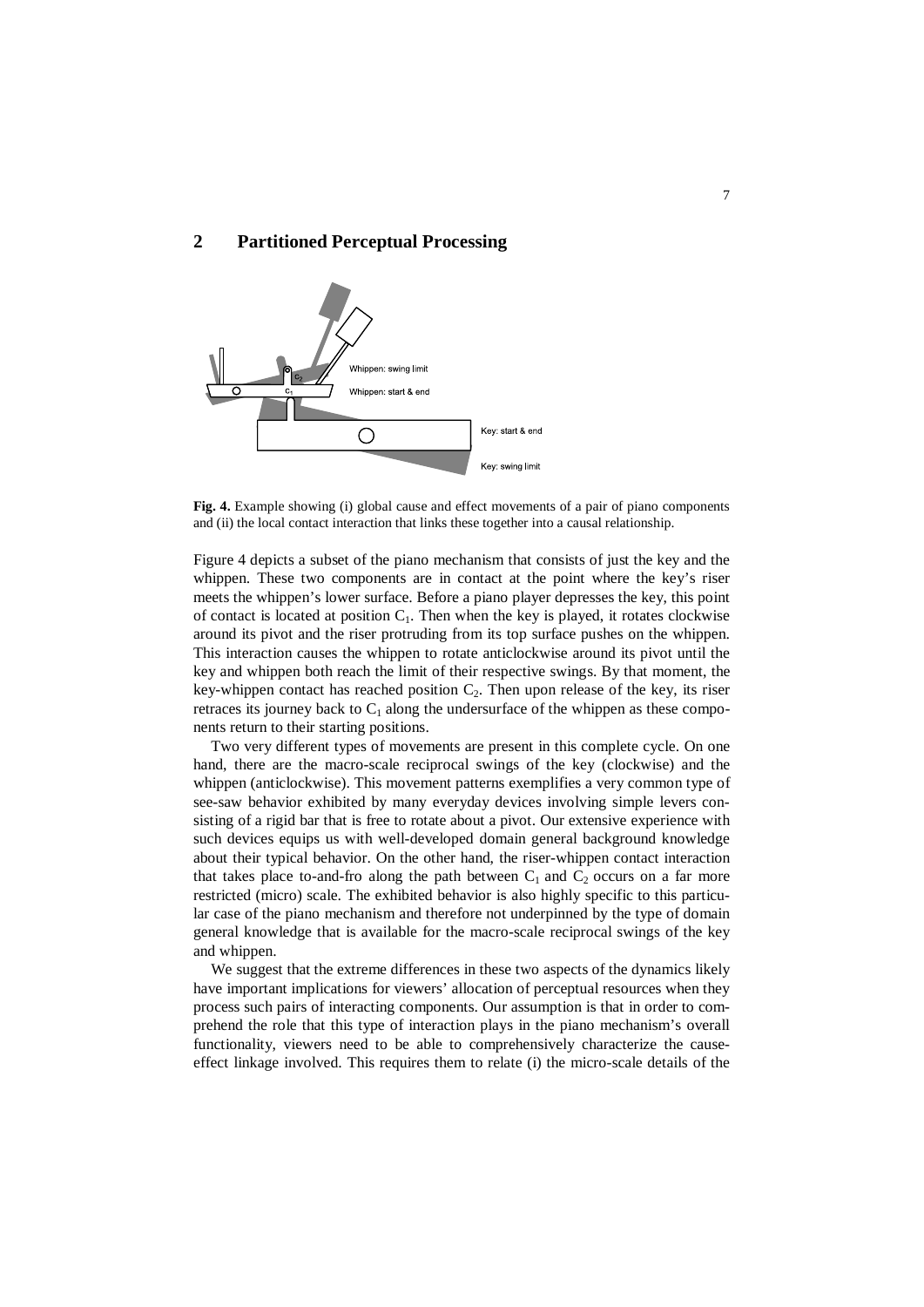## 2 Partitioned Perceptual Processing

Whippen: swing limit

Whippen: start & end

Key: start & end

Key: swing limit

**Fig. 4.** Example showing (i) global cause and effect movements of a pair of piano components and (ii) the local contact interaction that links these together into a causal relationship.

Figure 4 depicts a subset of the piano mechanism that consists of just the key and the whippen. These two components are in contact at the point where the key's riser meets the whippen's lower surface. Before a piano player depresses the key, this point of contact is located at position $C_1$. Then when the key is played, it rotates clockwise around its pivot and the riser protruding from its top surface pushes on the whippen. This interaction causes the whippen to rotate anticlockwise around its pivot until the key and whippen both reach the limit of their respective swings. By that moment, the key-whippen contact has reached position $C_2$. Then upon release of the key, its riser retraces its journey back to $C_1$ along the undersurface of the whippen as these components return to their starting positions.

Two very different types of movements are present in this complete cycle. On one hand, there are the macro-scale reciprocal swings of the key (clockwise) and the whippen (anticlockwise). This movement patterns exemplifies a very common type of see-saw behavior exhibited by many everyday devices involving simple levers consisting of a rigid bar that is free to rotate about a pivot. Our extensive experience with such devices equips us with well-developed domain general background knowledge about their typical behavior. On the other hand, the riser-whippen contact interaction that takes place to-and-fro along the path between $C_1$ and $C_2$ occurs on a far more restricted (micro) scale. The exhibited behavior is also highly specific to this particular case of the piano mechanism and therefore not underpinned by the type of domain general knowledge that is available for the macro-scale reciprocal swings of the key and whippen.

We suggest that the extreme differences in these two aspects of the dynamics likely have important implications for viewers' allocation of perceptual resources when they process such pairs of interacting components. Our assumption is that in order to comprehend the role that this type of interaction plays in the piano mechanism's overall functionality, viewers need to be able to comprehensively characterize the cause-effect linkage involved. This requires them to relate (i) the micro-scale details of the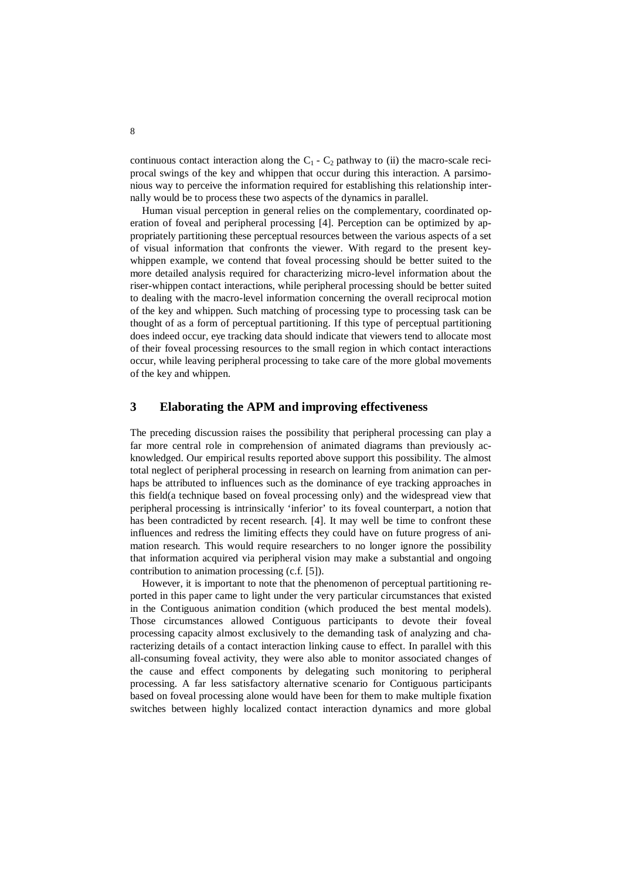continuous contact interaction along the $C_1$ - $C_2$ pathway to (ii) the macro-scale reciprocal swings of the key and whippen that occur during this interaction. A parsimonious way to perceive the information required for establishing this relationship internally would be to process these two aspects of the dynamics in parallel.

Human visual perception in general relies on the complementary, coordinated operation of foveal and peripheral processing [4]. Perception can be optimized by appropriately partitioning these perceptual resources between the various aspects of a set of visual information that confronts the viewer. With regard to the present key-whippen example, we contend that foveal processing should be better suited to the more detailed analysis required for characterizing micro-level information about the riser-whippen contact interactions, while peripheral processing should be better suited to dealing with the macro-level information concerning the overall reciprocal motion of the key and whippen. Such matching of processing type to processing task can be thought of as a form of perceptual partitioning. If this type of perceptual partitioning does indeed occur, eye tracking data should indicate that viewers tend to allocate most of their foveal processing resources to the small region in which contact interactions occur, while leaving peripheral processing to take care of the more global movements of the key and whippen.

## 3 Elaborating the APM and improving effectiveness

The preceding discussion raises the possibility that peripheral processing can play a far more central role in comprehension of animated diagrams than previously acknowledged. Our empirical results reported above support this possibility. The almost total neglect of peripheral processing in research on learning from animation can perhaps be attributed to influences such as the dominance of eye tracking approaches in this field(a technique based on foveal processing only) and the widespread view that peripheral processing is intrinsically 'inferior' to its foveal counterpart, a notion that has been contradicted by recent research. [4]. It may well be time to confront these influences and redress the limiting effects they could have on future progress of animation research. This would require researchers to no longer ignore the possibility that information acquired via peripheral vision may make a substantial and ongoing contribution to animation processing (c.f. [5]).

However, it is important to note that the phenomenon of perceptual partitioning reported in this paper came to light under the very particular circumstances that existed in the Contiguous animation condition (which produced the best mental models). Those circumstances allowed Contiguous participants to devote their foveal processing capacity almost exclusively to the demanding task of analyzing and characterizing details of a contact interaction linking cause to effect. In parallel with this all-consuming foveal activity, they were also able to monitor associated changes of the cause and effect components by delegating such monitoring to peripheral processing. A far less satisfactory alternative scenario for Contiguous participants based on foveal processing alone would have been for them to make multiple fixation switches between highly localized contact interaction dynamics and more global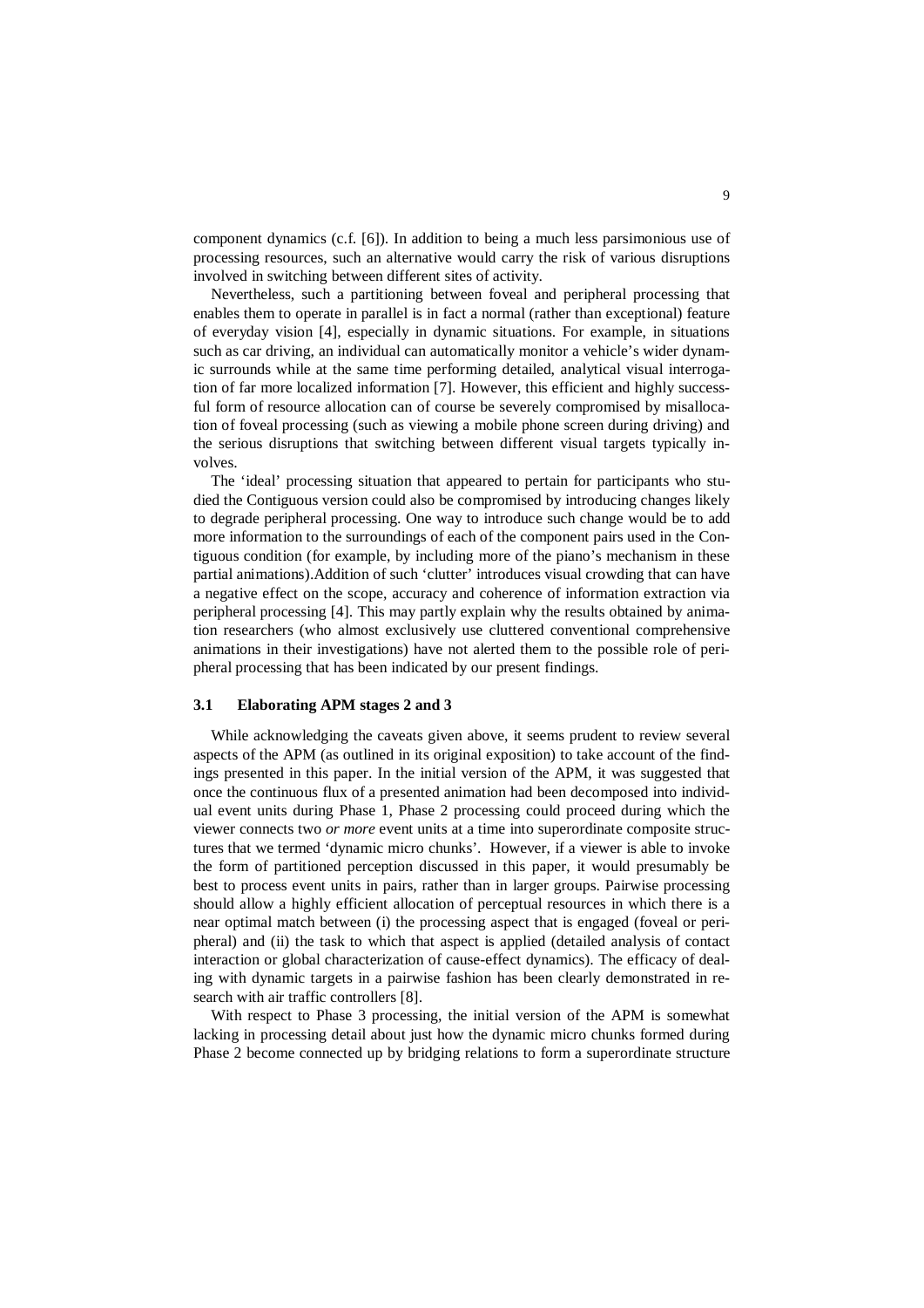component dynamics (c.f. [6]). In addition to being a much less parsimonious use of processing resources, such an alternative would carry the risk of various disruptions involved in switching between different sites of activity.

Nevertheless, such a partitioning between foveal and peripheral processing that enables them to operate in parallel is in fact a normal (rather than exceptional) feature of everyday vision [4], especially in dynamic situations. For example, in situations such as car driving, an individual can automatically monitor a vehicle's wider dynamic surrounds while at the same time performing detailed, analytical visual interrogation of far more localized information [7]. However, this efficient and highly successful form of resource allocation can of course be severely compromised by misallocation of foveal processing (such as viewing a mobile phone screen during driving) and the serious disruptions that switching between different visual targets typically involves.

The 'ideal' processing situation that appeared to pertain for participants who studied the Contiguous version could also be compromised by introducing changes likely to degrade peripheral processing. One way to introduce such change would be to add more information to the surroundings of each of the component pairs used in the Contiguous condition (for example, by including more of the piano's mechanism in these partial animations).Addition of such 'clutter' introduces visual crowding that can have a negative effect on the scope, accuracy and coherence of information extraction via peripheral processing [4]. This may partly explain why the results obtained by animation researchers (who almost exclusively use cluttered conventional comprehensive animations in their investigations) have not alerted them to the possible role of peripheral processing that has been indicated by our present findings.

### 3.1 Elaborating APM stages 2 and 3

While acknowledging the caveats given above, it seems prudent to review several aspects of the APM (as outlined in its original exposition) to take account of the findings presented in this paper. In the initial version of the APM, it was suggested that once the continuous flux of a presented animation had been decomposed into individual event units during Phase 1, Phase 2 processing could proceed during which the viewer connects two *or more* event units at a time into superordinate composite structures that we termed 'dynamic micro chunks'. However, if a viewer is able to invoke the form of partitioned perception discussed in this paper, it would presumably be best to process event units in pairs, rather than in larger groups. Pairwise processing should allow a highly efficient allocation of perceptual resources in which there is a near optimal match between (i) the processing aspect that is engaged (foveal or peripheral) and (ii) the task to which that aspect is applied (detailed analysis of contact interaction or global characterization of cause-effect dynamics). The efficacy of dealing with dynamic targets in a pairwise fashion has been clearly demonstrated in research with air traffic controllers [8].

With respect to Phase 3 processing, the initial version of the APM is somewhat lacking in processing detail about just how the dynamic micro chunks formed during Phase 2 become connected up by bridging relations to form a superordinate structure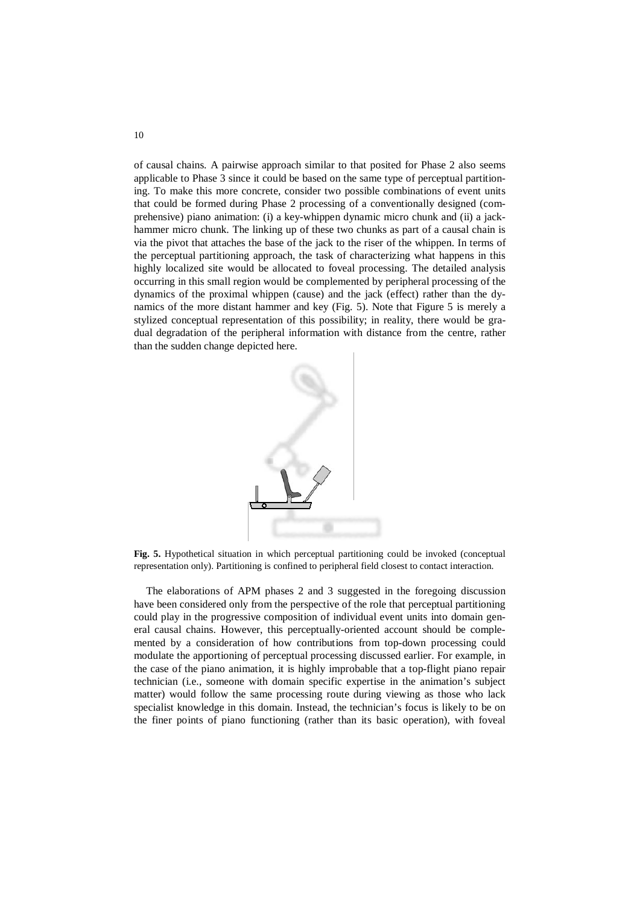of causal chains. A pairwise approach similar to that posited for Phase 2 also seems applicable to Phase 3 since it could be based on the same type of perceptual partitioning. To make this more concrete, consider two possible combinations of event units that could be formed during Phase 2 processing of a conventionally designed (comprehensive) piano animation: (i) a key-whippen dynamic micro chunk and (ii) a jack-hammer micro chunk. The linking up of these two chunks as part of a causal chain is via the pivot that attaches the base of the jack to the riser of the whippen. In terms of the perceptual partitioning approach, the task of characterizing what happens in this highly localized site would be allocated to foveal processing. The detailed analysis occurring in this small region would be complemented by peripheral processing of the dynamics of the proximal whippen (cause) and the jack (effect) rather than the dynamics of the more distant hammer and key (Fig. 5). Note that Figure 5 is merely a stylized conceptual representation of this possibility; in reality, there would be gradual degradation of the peripheral information with distance from the centre, rather than the sudden change depicted here.

**Fig. 5.** Hypothetical situation in which perceptual partitioning could be invoked (conceptual representation only). Partitioning is confined to peripheral field closest to contact interaction.

The elaborations of APM phases 2 and 3 suggested in the foregoing discussion have been considered only from the perspective of the role that perceptual partitioning could play in the progressive composition of individual event units into domain general causal chains. However, this perceptually-oriented account should be complemented by a consideration of how contributions from top-down processing could modulate the apportioning of perceptual processing discussed earlier. For example, in the case of the piano animation, it is highly improbable that a top-flight piano repair technician (i.e., someone with domain specific expertise in the animation's subject matter) would follow the same processing route during viewing as those who lack specialist knowledge in this domain. Instead, the technician's focus is likely to be on the finer points of piano functioning (rather than its basic operation), with foveal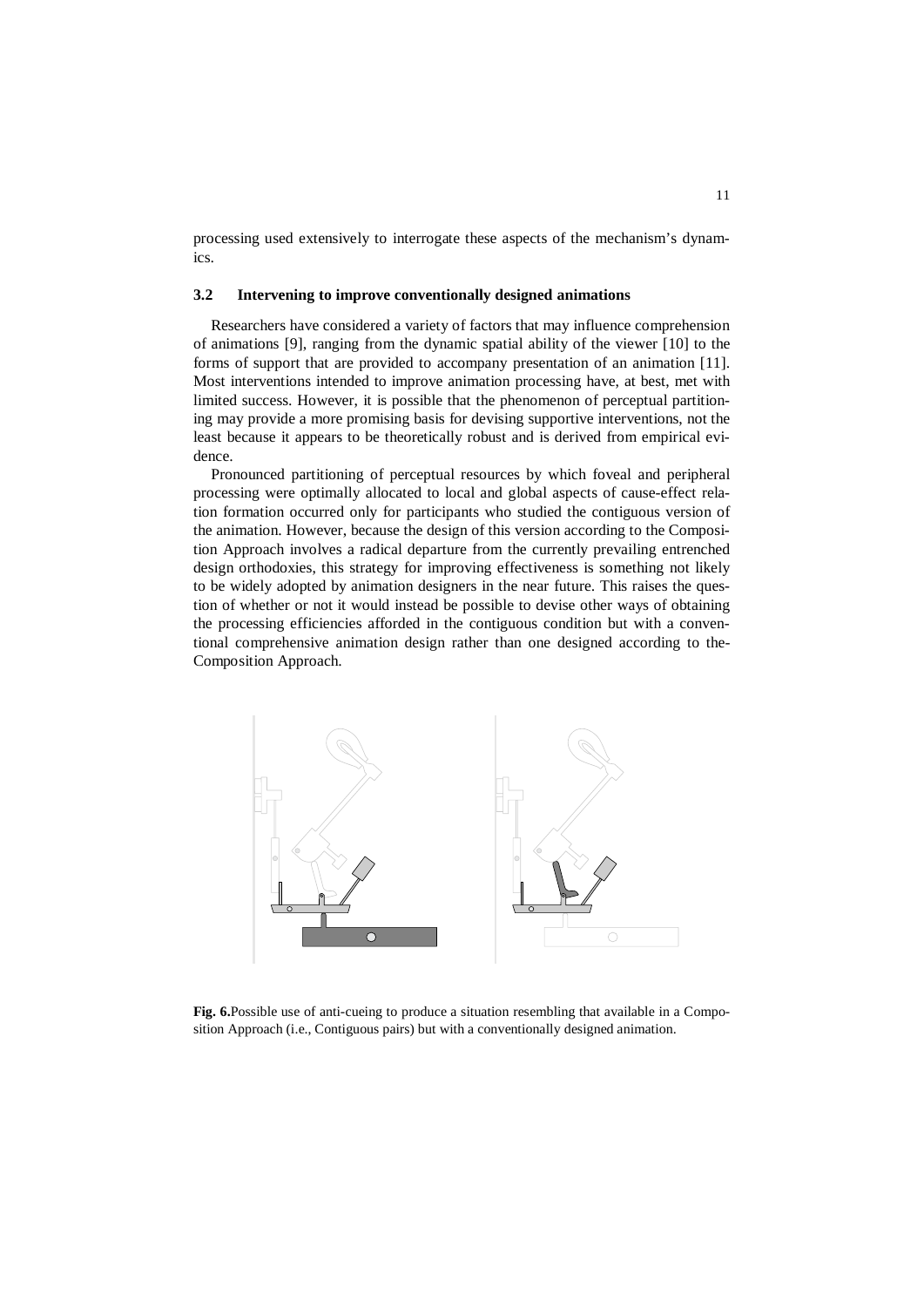processing used extensively to interrogate these aspects of the mechanism's dynamics.

### 3.2 Intervening to improve conventionally designed animations

Researchers have considered a variety of factors that may influence comprehension of animations [9], ranging from the dynamic spatial ability of the viewer [10] to the forms of support that are provided to accompany presentation of an animation [11]. Most interventions intended to improve animation processing have, at best, met with limited success. However, it is possible that the phenomenon of perceptual partitioning may provide a more promising basis for devising supportive interventions, not the least because it appears to be theoretically robust and is derived from empirical evidence.

Pronounced partitioning of perceptual resources by which foveal and peripheral processing were optimally allocated to local and global aspects of cause-effect relation formation occurred only for participants who studied the contiguous version of the animation. However, because the design of this version according to the Composition Approach involves a radical departure from the currently prevailing entrenched design orthodoxies, this strategy for improving effectiveness is something not likely to be widely adopted by animation designers in the near future. This raises the question of whether or not it would instead be possible to devise other ways of obtaining the processing efficiencies afforded in the contiguous condition but with a conventional comprehensive animation design rather than one designed according to the-Composition Approach.

**Fig. 6.**Possible use of anti-cueing to produce a situation resembling that available in a Composition Approach (i.e., Contiguous pairs) but with a conventionally designed animation.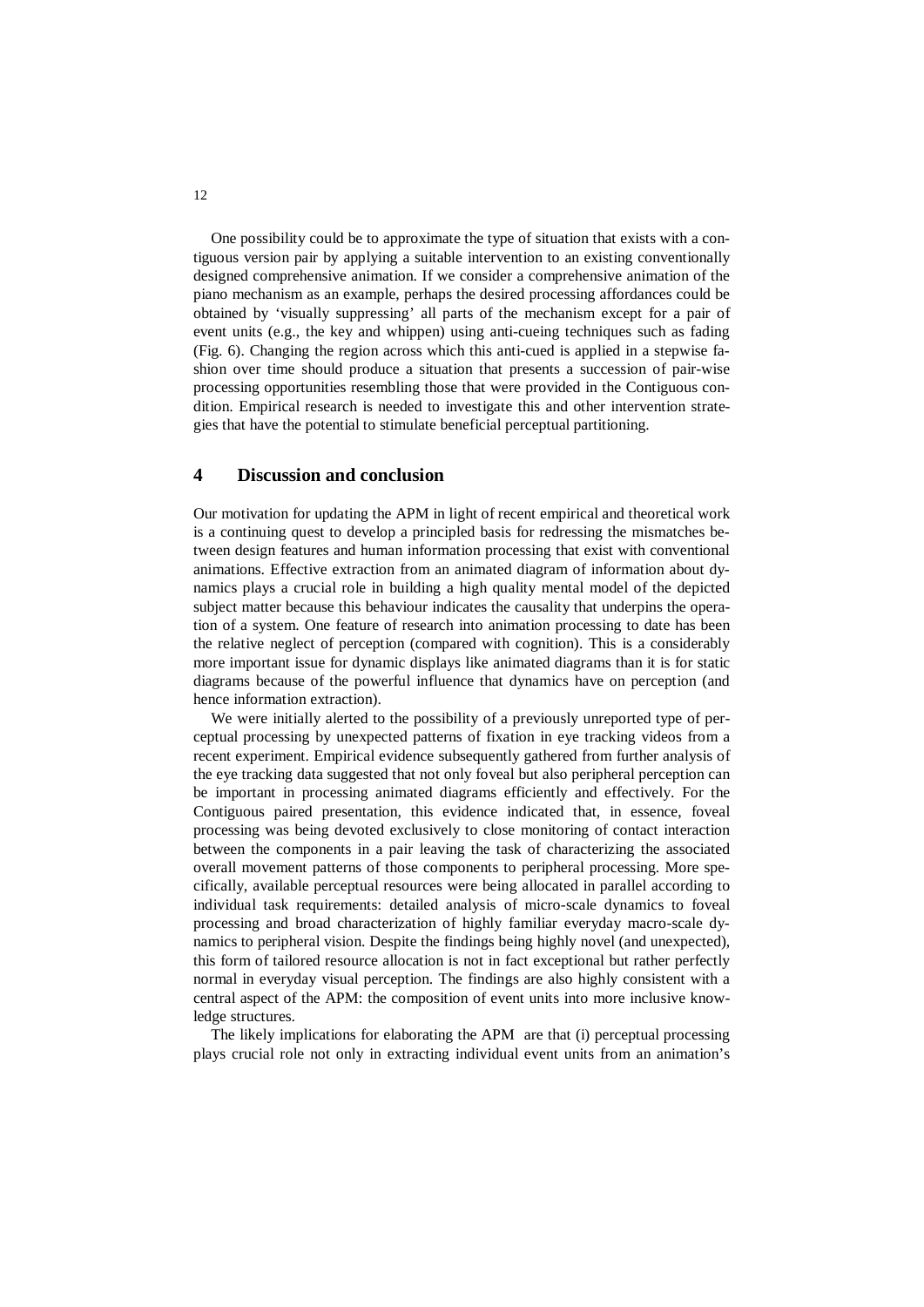One possibility could be to approximate the type of situation that exists with a contiguous version pair by applying a suitable intervention to an existing conventionally designed comprehensive animation. If we consider a comprehensive animation of the piano mechanism as an example, perhaps the desired processing affordances could be obtained by 'visually suppressing' all parts of the mechanism except for a pair of event units (e.g., the key and whippen) using anti-cueing techniques such as fading (Fig. 6). Changing the region across which this anti-cued is applied in a stepwise fashion over time should produce a situation that presents a succession of pair-wise processing opportunities resembling those that were provided in the Contiguous condition. Empirical research is needed to investigate this and other intervention strategies that have the potential to stimulate beneficial perceptual partitioning.

## 4 Discussion and conclusion

Our motivation for updating the APM in light of recent empirical and theoretical work is a continuing quest to develop a principled basis for redressing the mismatches between design features and human information processing that exist with conventional animations. Effective extraction from an animated diagram of information about dynamics plays a crucial role in building a high quality mental model of the depicted subject matter because this behaviour indicates the causality that underpins the operation of a system. One feature of research into animation processing to date has been the relative neglect of perception (compared with cognition). This is a considerably more important issue for dynamic displays like animated diagrams than it is for static diagrams because of the powerful influence that dynamics have on perception (and hence information extraction).

We were initially alerted to the possibility of a previously unreported type of perceptual processing by unexpected patterns of fixation in eye tracking videos from a recent experiment. Empirical evidence subsequently gathered from further analysis of the eye tracking data suggested that not only foveal but also peripheral perception can be important in processing animated diagrams efficiently and effectively. For the Contiguous paired presentation, this evidence indicated that, in essence, foveal processing was being devoted exclusively to close monitoring of contact interaction between the components in a pair leaving the task of characterizing the associated overall movement patterns of those components to peripheral processing. More specifically, available perceptual resources were being allocated in parallel according to individual task requirements: detailed analysis of micro-scale dynamics to foveal processing and broad characterization of highly familiar everyday macro-scale dynamics to peripheral vision. Despite the findings being highly novel (and unexpected), this form of tailored resource allocation is not in fact exceptional but rather perfectly normal in everyday visual perception. The findings are also highly consistent with a central aspect of the APM: the composition of event units into more inclusive knowledge structures.

The likely implications for elaborating the APM are that (i) perceptual processing plays crucial role not only in extracting individual event units from an animation's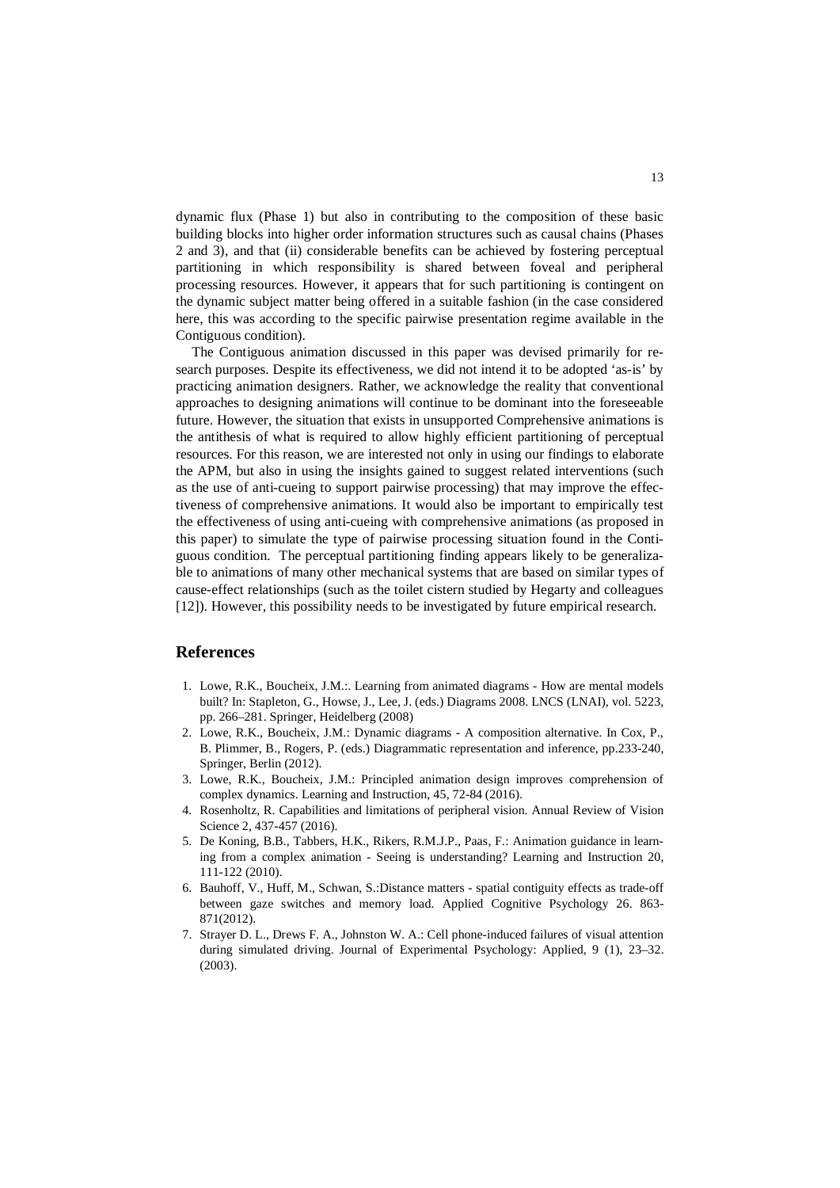dynamic flux (Phase 1) but also in contributing to the composition of these basic building blocks into higher order information structures such as causal chains (Phases 2 and 3), and that (ii) considerable benefits can be achieved by fostering perceptual partitioning in which responsibility is shared between foveal and peripheral processing resources. However, it appears that for such partitioning is contingent on the dynamic subject matter being offered in a suitable fashion (in the case considered here, this was according to the specific pairwise presentation regime available in the Contiguous condition).

The Contiguous animation discussed in this paper was devised primarily for research purposes. Despite its effectiveness, we did not intend it to be adopted 'as-is' by practicing animation designers. Rather, we acknowledge the reality that conventional approaches to designing animations will continue to be dominant into the foreseeable future. However, the situation that exists in unsupported Comprehensive animations is the antithesis of what is required to allow highly efficient partitioning of perceptual resources. For this reason, we are interested not only in using our findings to elaborate the APM, but also in using the insights gained to suggest related interventions (such as the use of anti-cueing to support pairwise processing) that may improve the effectiveness of comprehensive animations. It would also be important to empirically test the effectiveness of using anti-cueing with comprehensive animations (as proposed in this paper) to simulate the type of pairwise processing situation found in the Contiguous condition. The perceptual partitioning finding appears likely to be generalizable to animations of many other mechanical systems that are based on similar types of cause-effect relationships (such as the toilet cistern studied by Hegarty and colleagues [12]). However, this possibility needs to be investigated by future empirical research.

## References

1. Lowe, R.K., Boucheix, J.M.:. Learning from animated diagrams - How are mental models built? In: Stapleton, G., Howse, J., Lee, J. (eds.) Diagrams 2008. LNCS (LNAI), vol. 5223, pp. 266–281. Springer, Heidelberg (2008)
2. Lowe, R.K., Boucheix, J.M.: Dynamic diagrams - A composition alternative. In Cox, P., B. Plimmer, B., Rogers, P. (eds.) Diagrammatic representation and inference, pp.233-240, Springer, Berlin (2012).
3. Lowe, R.K., Boucheix, J.M.: Principled animation design improves comprehension of complex dynamics. Learning and Instruction, 45, 72-84 (2016).
4. Rosenholtz, R. Capabilities and limitations of peripheral vision. Annual Review of Vision Science 2, 437-457 (2016).
5. De Koning, B.B., Tabbers, H.K., Rikers, R.M.J.P., Paas, F.: Animation guidance in learning from a complex animation - Seeing is understanding? Learning and Instruction 20, 111-122 (2010).
6. Bauhoff, V., Huff, M., Schwan, S.:Distance matters - spatial contiguity effects as trade-off between gaze switches and memory load. Applied Cognitive Psychology 26. 863-871(2012).
7. Strayer D. L., Drews F. A., Johnston W. A.: Cell phone-induced failures of visual attention during simulated driving. Journal of Experimental Psychology: Applied, 9 (1), 23–32. (2003).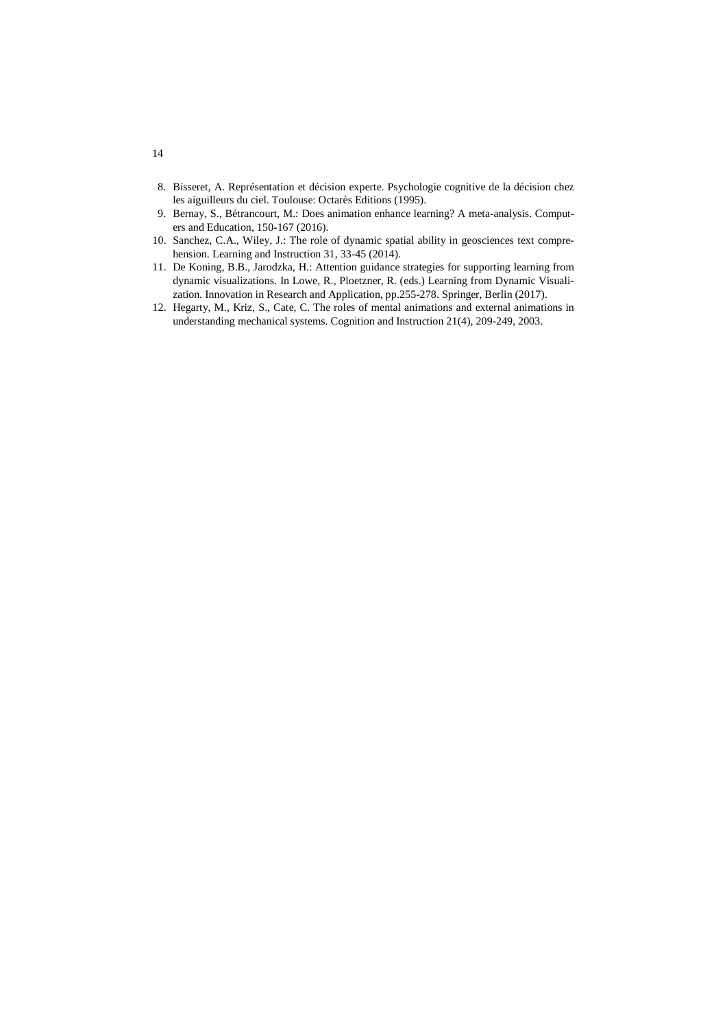8. Bisseret, A. Représentation et décision experte. Psychologie cognitive de la décision chez les aiguilleurs du ciel. Toulouse: Octarès Editions (1995).
9. Bernay, S., Bétrancourt, M.: Does animation enhance learning? A meta-analysis. Computers and Education, 150-167 (2016).
10. Sanchez, C.A., Wiley, J.: The role of dynamic spatial ability in geosciences text comprehension. Learning and Instruction 31, 33-45 (2014).
11. De Koning, B.B., Jarodzka, H.: Attention guidance strategies for supporting learning from dynamic visualizations. In Lowe, R., Ploetzner, R. (eds.) Learning from Dynamic Visualization. Innovation in Research and Application, pp.255-278. Springer, Berlin (2017).
12. Hegarty, M., Kriz, S., Cate, C. The roles of mental animations and external animations in understanding mechanical systems. Cognition and Instruction 21(4), 209-249, 2003.